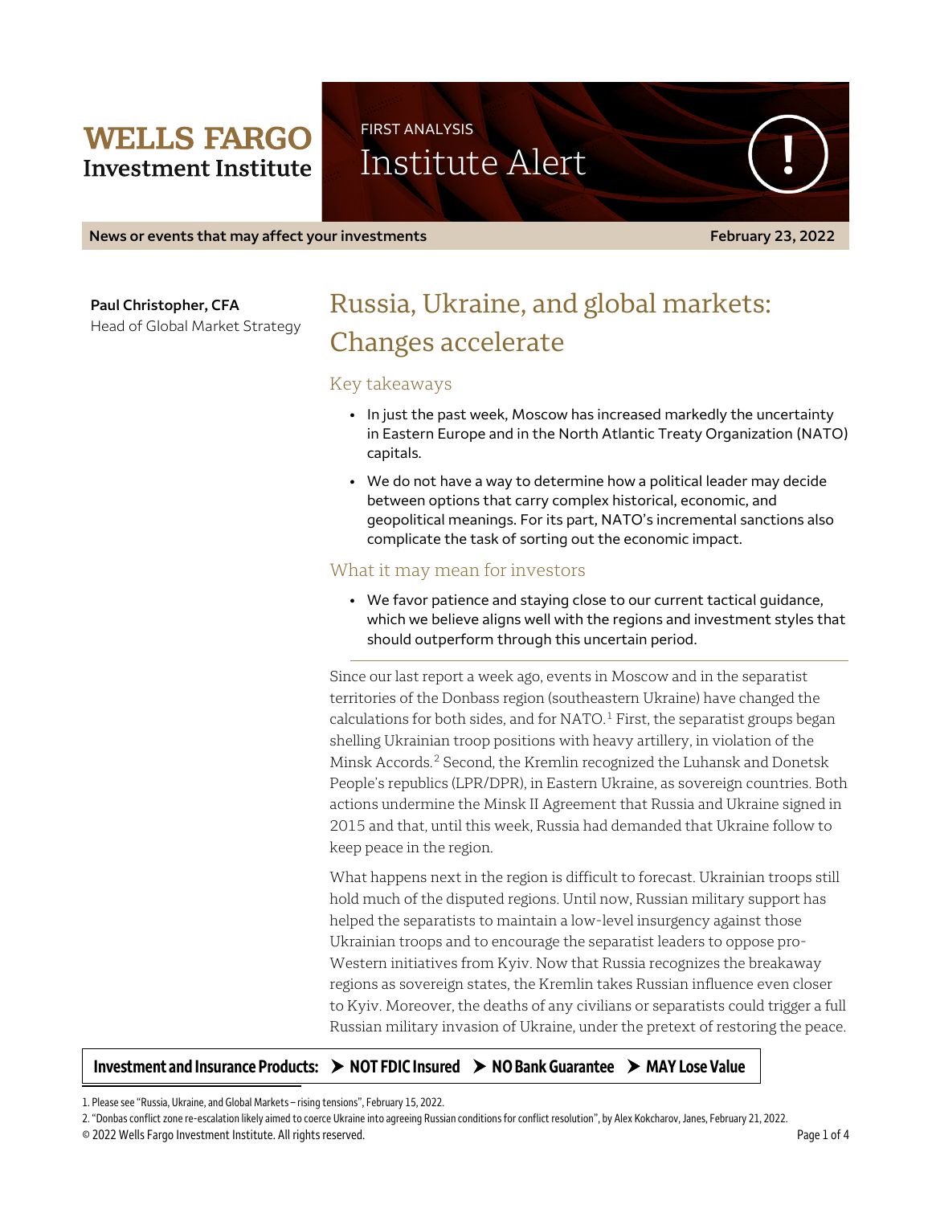**WELLS FARGO**
**Investment Institute**

FIRST ANALYSIS

Institute Alert

**News or events that may affect your investments** — **February 23, 2022**

**Paul Christopher, CFA**
Head of Global Market Strategy

# Russia, Ukraine, and global markets: Changes accelerate

## Key takeaways

- In just the past week, Moscow has increased markedly the uncertainty in Eastern Europe and in the North Atlantic Treaty Organization (NATO) capitals.
- We do not have a way to determine how a political leader may decide between options that carry complex historical, economic, and geopolitical meanings. For its part, NATO's incremental sanctions also complicate the task of sorting out the economic impact.

## What it may mean for investors

- We favor patience and staying close to our current tactical guidance, which we believe aligns well with the regions and investment styles that should outperform through this uncertain period.

Since our last report a week ago, events in Moscow and in the separatist territories of the Donbass region (southeastern Ukraine) have changed the calculations for both sides, and for NATO.[1] First, the separatist groups began shelling Ukrainian troop positions with heavy artillery, in violation of the Minsk Accords.[2] Second, the Kremlin recognized the Luhansk and Donetsk People's republics (LPR/DPR), in Eastern Ukraine, as sovereign countries. Both actions undermine the Minsk II Agreement that Russia and Ukraine signed in 2015 and that, until this week, Russia had demanded that Ukraine follow to keep peace in the region.

What happens next in the region is difficult to forecast. Ukrainian troops still hold much of the disputed regions. Until now, Russian military support has helped the separatists to maintain a low-level insurgency against those Ukrainian troops and to encourage the separatist leaders to oppose pro-Western initiatives from Kyiv. Now that Russia recognizes the breakaway regions as sovereign states, the Kremlin takes Russian influence even closer to Kyiv. Moreover, the deaths of any civilians or separatists could trigger a full Russian military invasion of Ukraine, under the pretext of restoring the peace.

**Investment and Insurance Products: ➤ NOT FDIC Insured ➤ NO Bank Guarantee ➤ MAY Lose Value**

1. Please see "Russia, Ukraine, and Global Markets – rising tensions", February 15, 2022.
2. "Donbas conflict zone re-escalation likely aimed to coerce Ukraine into agreeing Russian conditions for conflict resolution", by Alex Kokcharov, Janes, February 21, 2022.

© 2022 Wells Fargo Investment Institute. All rights reserved.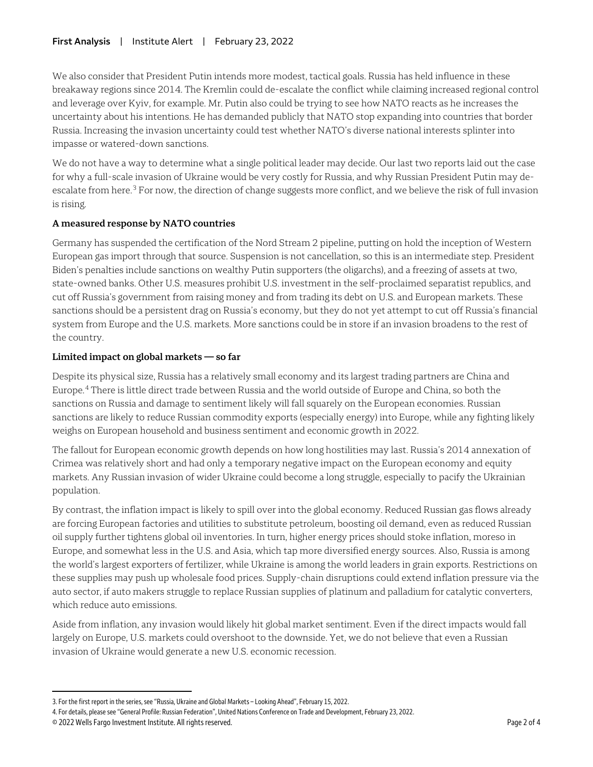We also consider that President Putin intends more modest, tactical goals. Russia has held influence in these breakaway regions since 2014. The Kremlin could de-escalate the conflict while claiming increased regional control and leverage over Kyiv, for example. Mr. Putin also could be trying to see how NATO reacts as he increases the uncertainty about his intentions. He has demanded publicly that NATO stop expanding into countries that border Russia. Increasing the invasion uncertainty could test whether NATO's diverse national interests splinter into impasse or watered-down sanctions.

We do not have a way to determine what a single political leader may decide. Our last two reports laid out the case for why a full-scale invasion of Ukraine would be very costly for Russia, and why Russian President Putin may de-escalate from here.[3] For now, the direction of change suggests more conflict, and we believe the risk of full invasion is rising.

**A measured response by NATO countries**

Germany has suspended the certification of the Nord Stream 2 pipeline, putting on hold the inception of Western European gas import through that source. Suspension is not cancellation, so this is an intermediate step. President Biden's penalties include sanctions on wealthy Putin supporters (the oligarchs), and a freezing of assets at two, state-owned banks. Other U.S. measures prohibit U.S. investment in the self-proclaimed separatist republics, and cut off Russia's government from raising money and from trading its debt on U.S. and European markets. These sanctions should be a persistent drag on Russia's economy, but they do not yet attempt to cut off Russia's financial system from Europe and the U.S. markets. More sanctions could be in store if an invasion broadens to the rest of the country.

**Limited impact on global markets — so far**

Despite its physical size, Russia has a relatively small economy and its largest trading partners are China and Europe.[4] There is little direct trade between Russia and the world outside of Europe and China, so both the sanctions on Russia and damage to sentiment likely will fall squarely on the European economies. Russian sanctions are likely to reduce Russian commodity exports (especially energy) into Europe, while any fighting likely weighs on European household and business sentiment and economic growth in 2022.

The fallout for European economic growth depends on how long hostilities may last. Russia's 2014 annexation of Crimea was relatively short and had only a temporary negative impact on the European economy and equity markets. Any Russian invasion of wider Ukraine could become a long struggle, especially to pacify the Ukrainian population.

By contrast, the inflation impact is likely to spill over into the global economy. Reduced Russian gas flows already are forcing European factories and utilities to substitute petroleum, boosting oil demand, even as reduced Russian oil supply further tightens global oil inventories. In turn, higher energy prices should stoke inflation, moreso in Europe, and somewhat less in the U.S. and Asia, which tap more diversified energy sources. Also, Russia is among the world's largest exporters of fertilizer, while Ukraine is among the world leaders in grain exports. Restrictions on these supplies may push up wholesale food prices. Supply-chain disruptions could extend inflation pressure via the auto sector, if auto makers struggle to replace Russian supplies of platinum and palladium for catalytic converters, which reduce auto emissions.

Aside from inflation, any invasion would likely hit global market sentiment. Even if the direct impacts would fall largely on Europe, U.S. markets could overshoot to the downside. Yet, we do not believe that even a Russian invasion of Ukraine would generate a new U.S. economic recession.

---

3. For the first report in the series, see "Russia, Ukraine and Global Markets – Looking Ahead", February 15, 2022.

4. For details, please see "General Profile: Russian Federation", United Nations Conference on Trade and Development, February 23, 2022.

© 2022 Wells Fargo Investment Institute. All rights reserved.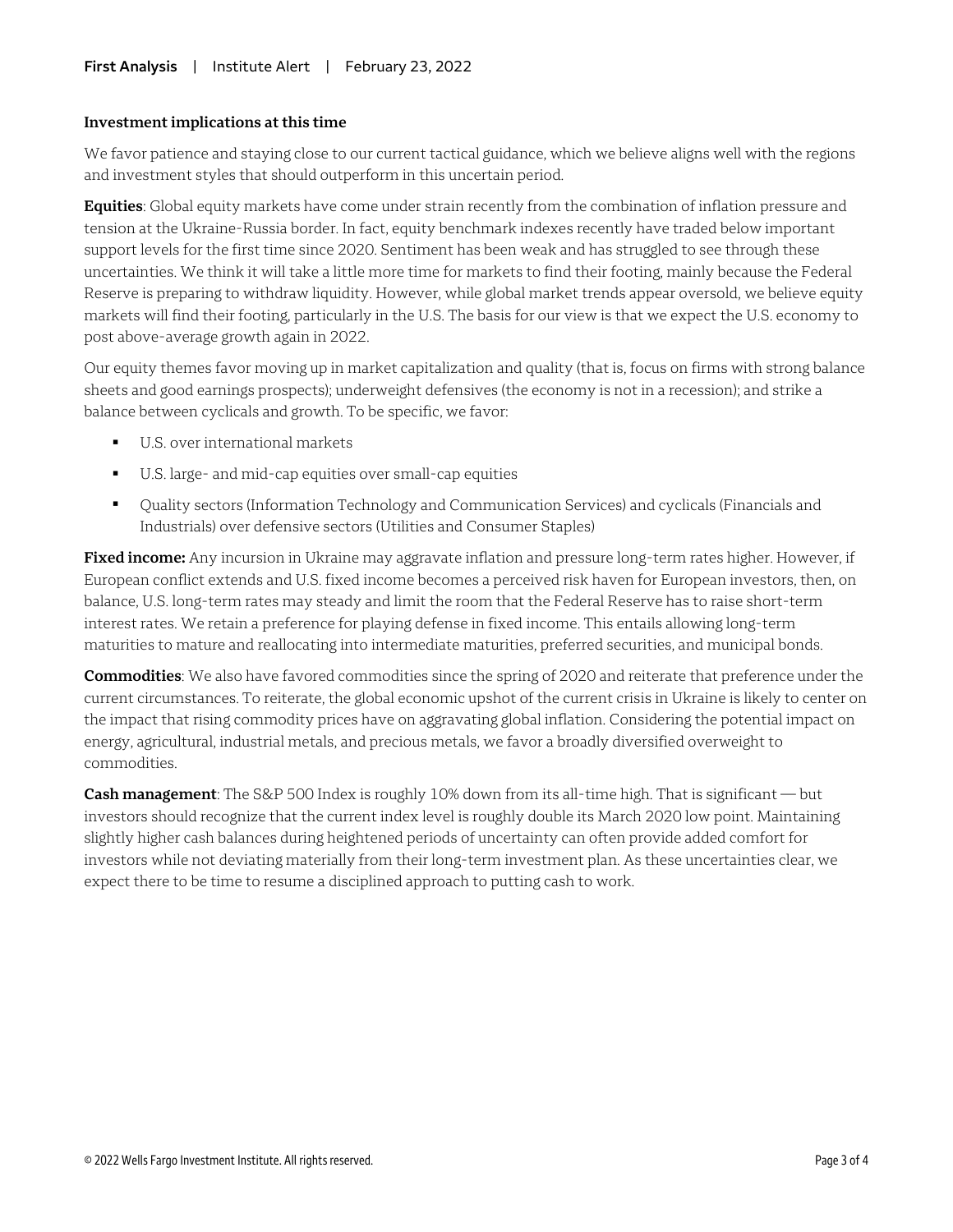### Investment implications at this time

We favor patience and staying close to our current tactical guidance, which we believe aligns well with the regions and investment styles that should outperform in this uncertain period.

**Equities**: Global equity markets have come under strain recently from the combination of inflation pressure and tension at the Ukraine-Russia border. In fact, equity benchmark indexes recently have traded below important support levels for the first time since 2020. Sentiment has been weak and has struggled to see through these uncertainties. We think it will take a little more time for markets to find their footing, mainly because the Federal Reserve is preparing to withdraw liquidity. However, while global market trends appear oversold, we believe equity markets will find their footing, particularly in the U.S. The basis for our view is that we expect the U.S. economy to post above-average growth again in 2022.

Our equity themes favor moving up in market capitalization and quality (that is, focus on firms with strong balance sheets and good earnings prospects); underweight defensives (the economy is not in a recession); and strike a balance between cyclicals and growth. To be specific, we favor:

- U.S. over international markets
- U.S. large- and mid-cap equities over small-cap equities
- Quality sectors (Information Technology and Communication Services) and cyclicals (Financials and Industrials) over defensive sectors (Utilities and Consumer Staples)

**Fixed income:** Any incursion in Ukraine may aggravate inflation and pressure long-term rates higher. However, if European conflict extends and U.S. fixed income becomes a perceived risk haven for European investors, then, on balance, U.S. long-term rates may steady and limit the room that the Federal Reserve has to raise short-term interest rates. We retain a preference for playing defense in fixed income. This entails allowing long-term maturities to mature and reallocating into intermediate maturities, preferred securities, and municipal bonds.

**Commodities**: We also have favored commodities since the spring of 2020 and reiterate that preference under the current circumstances. To reiterate, the global economic upshot of the current crisis in Ukraine is likely to center on the impact that rising commodity prices have on aggravating global inflation. Considering the potential impact on energy, agricultural, industrial metals, and precious metals, we favor a broadly diversified overweight to commodities.

**Cash management**: The S&P 500 Index is roughly 10% down from its all-time high. That is significant — but investors should recognize that the current index level is roughly double its March 2020 low point. Maintaining slightly higher cash balances during heightened periods of uncertainty can often provide added comfort for investors while not deviating materially from their long-term investment plan. As these uncertainties clear, we expect there to be time to resume a disciplined approach to putting cash to work.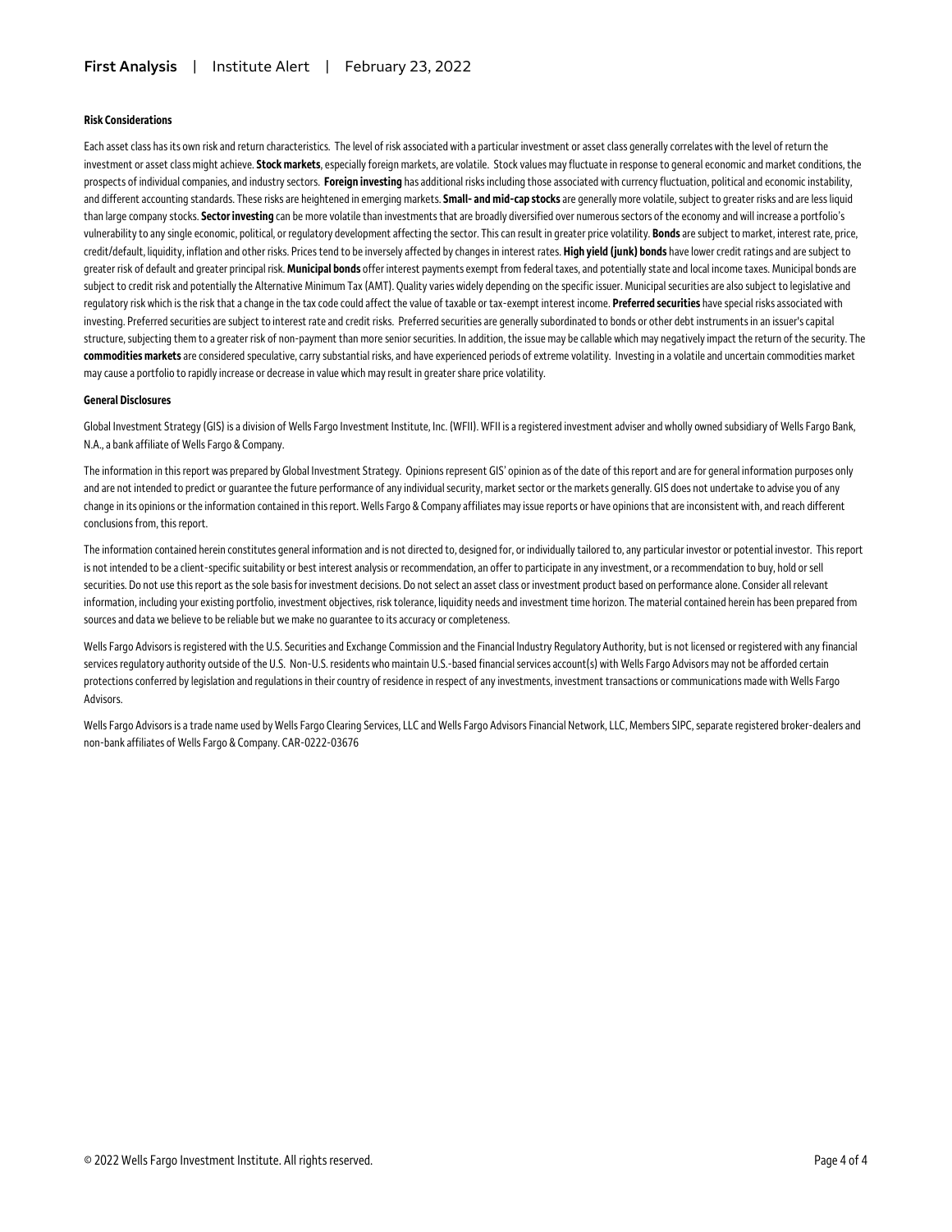**Risk Considerations**

Each asset class has its own risk and return characteristics. The level of risk associated with a particular investment or asset class generally correlates with the level of return the investment or asset class might achieve. **Stock markets**, especially foreign markets, are volatile. Stock values may fluctuate in response to general economic and market conditions, the prospects of individual companies, and industry sectors. **Foreign investing** has additional risks including those associated with currency fluctuation, political and economic instability, and different accounting standards. These risks are heightened in emerging markets. **Small- and mid-cap stocks** are generally more volatile, subject to greater risks and are less liquid than large company stocks. **Sector investing** can be more volatile than investments that are broadly diversified over numerous sectors of the economy and will increase a portfolio's vulnerability to any single economic, political, or regulatory development affecting the sector. This can result in greater price volatility. **Bonds** are subject to market, interest rate, price, credit/default, liquidity, inflation and other risks. Prices tend to be inversely affected by changes in interest rates. **High yield (junk) bonds** have lower credit ratings and are subject to greater risk of default and greater principal risk. **Municipal bonds** offer interest payments exempt from federal taxes, and potentially state and local income taxes. Municipal bonds are subject to credit risk and potentially the Alternative Minimum Tax (AMT). Quality varies widely depending on the specific issuer. Municipal securities are also subject to legislative and regulatory risk which is the risk that a change in the tax code could affect the value of taxable or tax-exempt interest income. **Preferred securities** have special risks associated with investing. Preferred securities are subject to interest rate and credit risks. Preferred securities are generally subordinated to bonds or other debt instruments in an issuer's capital structure, subjecting them to a greater risk of non-payment than more senior securities. In addition, the issue may be callable which may negatively impact the return of the security. The **commodities markets** are considered speculative, carry substantial risks, and have experienced periods of extreme volatility. Investing in a volatile and uncertain commodities market may cause a portfolio to rapidly increase or decrease in value which may result in greater share price volatility.

**General Disclosures**

Global Investment Strategy (GIS) is a division of Wells Fargo Investment Institute, Inc. (WFII). WFII is a registered investment adviser and wholly owned subsidiary of Wells Fargo Bank, N.A., a bank affiliate of Wells Fargo & Company.

The information in this report was prepared by Global Investment Strategy. Opinions represent GIS' opinion as of the date of this report and are for general information purposes only and are not intended to predict or guarantee the future performance of any individual security, market sector or the markets generally. GIS does not undertake to advise you of any change in its opinions or the information contained in this report. Wells Fargo & Company affiliates may issue reports or have opinions that are inconsistent with, and reach different conclusions from, this report.

The information contained herein constitutes general information and is not directed to, designed for, or individually tailored to, any particular investor or potential investor. This report is not intended to be a client-specific suitability or best interest analysis or recommendation, an offer to participate in any investment, or a recommendation to buy, hold or sell securities. Do not use this report as the sole basis for investment decisions. Do not select an asset class or investment product based on performance alone. Consider all relevant information, including your existing portfolio, investment objectives, risk tolerance, liquidity needs and investment time horizon. The material contained herein has been prepared from sources and data we believe to be reliable but we make no guarantee to its accuracy or completeness.

Wells Fargo Advisors is registered with the U.S. Securities and Exchange Commission and the Financial Industry Regulatory Authority, but is not licensed or registered with any financial services regulatory authority outside of the U.S. Non-U.S. residents who maintain U.S.-based financial services account(s) with Wells Fargo Advisors may not be afforded certain protections conferred by legislation and regulations in their country of residence in respect of any investments, investment transactions or communications made with Wells Fargo Advisors.

Wells Fargo Advisors is a trade name used by Wells Fargo Clearing Services, LLC and Wells Fargo Advisors Financial Network, LLC, Members SIPC, separate registered broker-dealers and non-bank affiliates of Wells Fargo & Company. CAR-0222-03676

© 2022 Wells Fargo Investment Institute. All rights reserved.